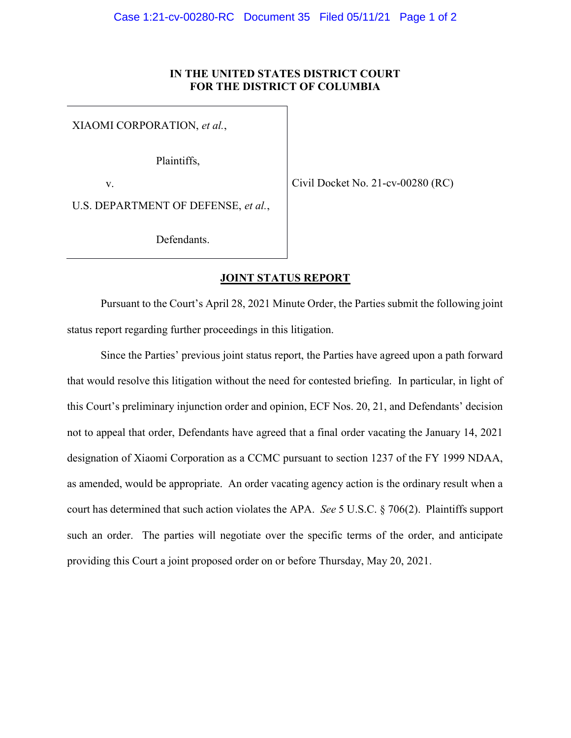**IN THE UNITED STATES DISTRICT COURT**
**FOR THE DISTRICT OF COLUMBIA**

XIAOMI CORPORATION, *et al.*,

Plaintiffs,

v.

U.S. DEPARTMENT OF DEFENSE, *et al.*,

Defendants.

Civil Docket No. 21-cv-00280 (RC)

**JOINT STATUS REPORT**

Pursuant to the Court's April 28, 2021 Minute Order, the Parties submit the following joint status report regarding further proceedings in this litigation.

Since the Parties' previous joint status report, the Parties have agreed upon a path forward that would resolve this litigation without the need for contested briefing. In particular, in light of this Court's preliminary injunction order and opinion, ECF Nos. 20, 21, and Defendants' decision not to appeal that order, Defendants have agreed that a final order vacating the January 14, 2021 designation of Xiaomi Corporation as a CCMC pursuant to section 1237 of the FY 1999 NDAA, as amended, would be appropriate. An order vacating agency action is the ordinary result when a court has determined that such action violates the APA. *See* 5 U.S.C. § 706(2). Plaintiffs support such an order. The parties will negotiate over the specific terms of the order, and anticipate providing this Court a joint proposed order on or before Thursday, May 20, 2021.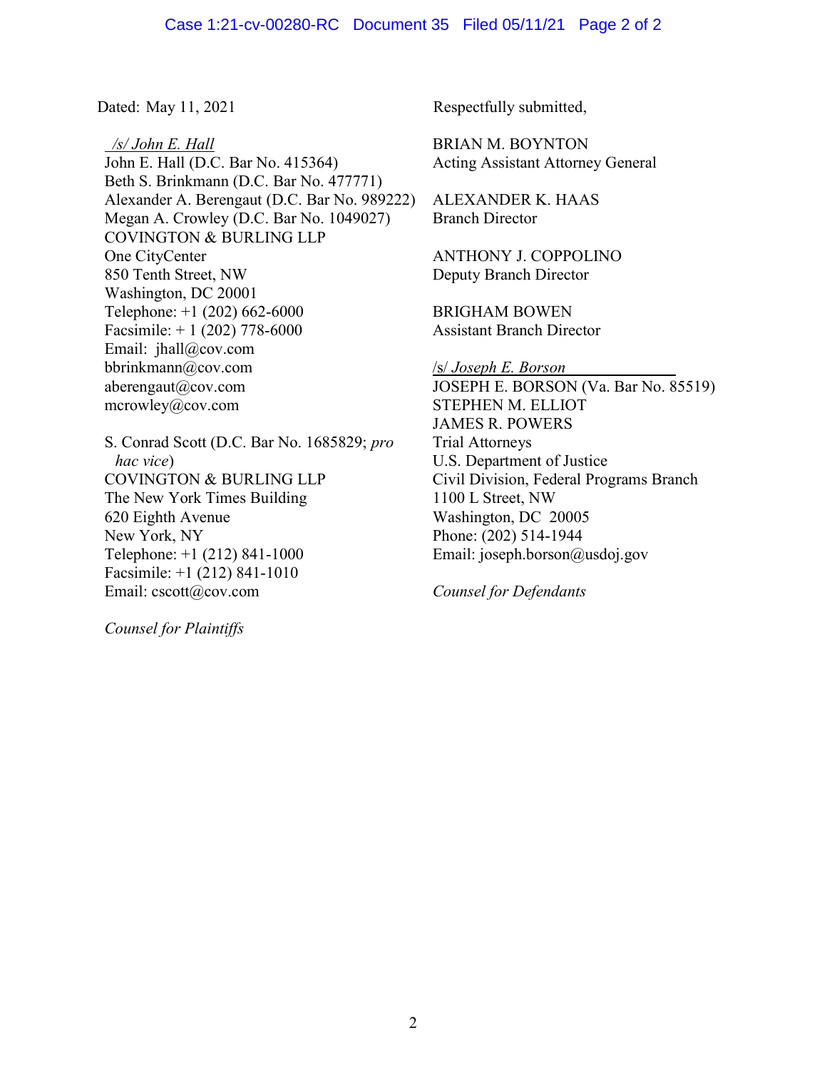Dated: May 11, 2021

*/s/ John E. Hall*
John E. Hall (D.C. Bar No. 415364)
Beth S. Brinkmann (D.C. Bar No. 477771)
Alexander A. Berengaut (D.C. Bar No. 989222)
Megan A. Crowley (D.C. Bar No. 1049027)
COVINGTON & BURLING LLP
One CityCenter
850 Tenth Street, NW
Washington, DC 20001
Telephone: +1 (202) 662-6000
Facsimile: + 1 (202) 778-6000
Email: jhall@cov.com
bbrinkmann@cov.com
aberengaut@cov.com
mcrowley@cov.com

S. Conrad Scott (D.C. Bar No. 1685829; *pro hac vice*)
COVINGTON & BURLING LLP
The New York Times Building
620 Eighth Avenue
New York, NY
Telephone: +1 (212) 841-1000
Facsimile: +1 (212) 841-1010
Email: cscott@cov.com

*Counsel for Plaintiffs*

Respectfully submitted,

BRIAN M. BOYNTON
Acting Assistant Attorney General

ALEXANDER K. HAAS
Branch Director

ANTHONY J. COPPOLINO
Deputy Branch Director

BRIGHAM BOWEN
Assistant Branch Director

/s/ *Joseph E. Borson*
JOSEPH E. BORSON (Va. Bar No. 85519)
STEPHEN M. ELLIOT
JAMES R. POWERS
Trial Attorneys
U.S. Department of Justice
Civil Division, Federal Programs Branch
1100 L Street, NW
Washington, DC 20005
Phone: (202) 514-1944
Email: joseph.borson@usdoj.gov

*Counsel for Defendants*